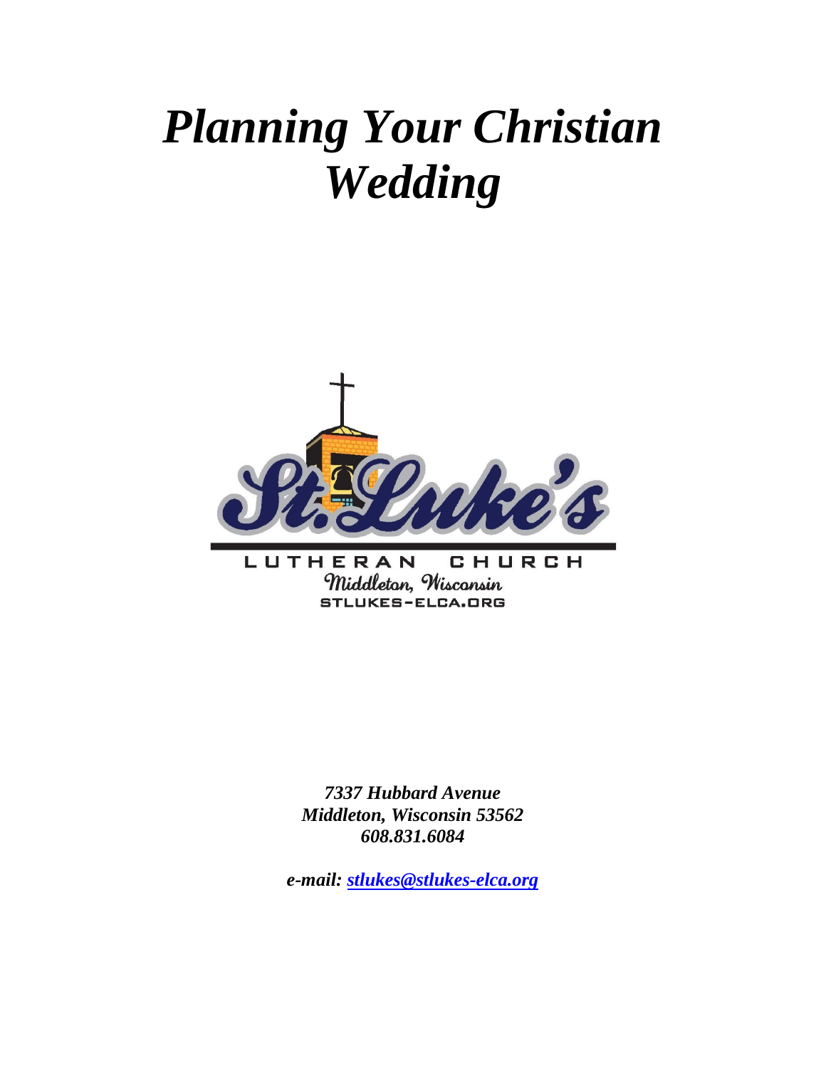# *Planning Your Christian Wedding*

St. Luke's

LUTHERAN CHURCH

Middleton, Wisconsin

STLUKES-ELCA.ORG

***7337 Hubbard Avenue***
***Middleton, Wisconsin 53562***
***608.831.6084***

***e-mail: stlukes@stlukes-elca.org***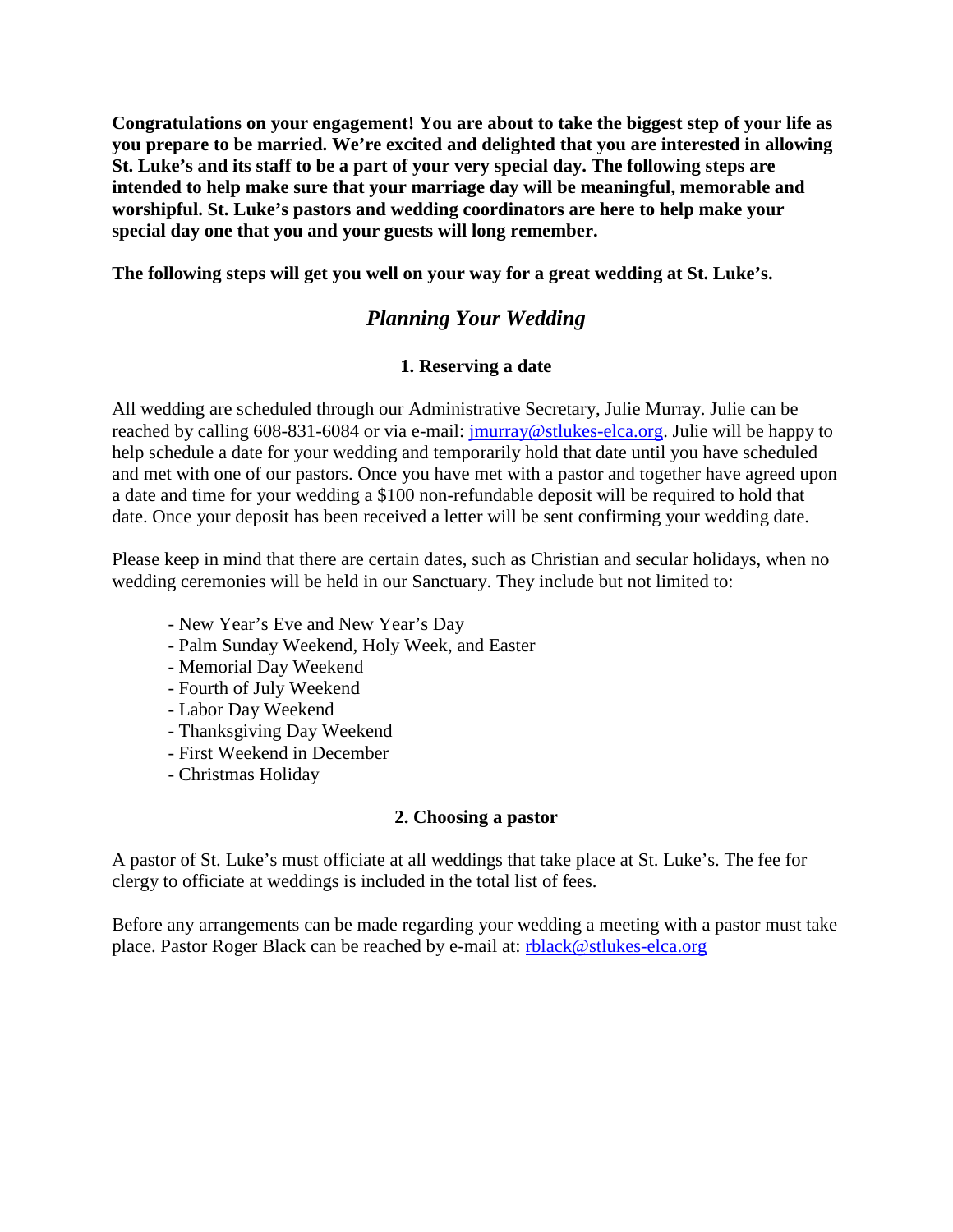**Congratulations on your engagement! You are about to take the biggest step of your life as you prepare to be married. We're excited and delighted that you are interested in allowing St. Luke's and its staff to be a part of your very special day. The following steps are intended to help make sure that your marriage day will be meaningful, memorable and worshipful. St. Luke's pastors and wedding coordinators are here to help make your special day one that you and your guests will long remember.**

**The following steps will get you well on your way for a great wedding at St. Luke's.**

## *Planning Your Wedding*

### 1. Reserving a date

All wedding are scheduled through our Administrative Secretary, Julie Murray. Julie can be reached by calling 608-831-6084 or via e-mail: jmurray@stlukes-elca.org. Julie will be happy to help schedule a date for your wedding and temporarily hold that date until you have scheduled and met with one of our pastors. Once you have met with a pastor and together have agreed upon a date and time for your wedding a $100 non-refundable deposit will be required to hold that date. Once your deposit has been received a letter will be sent confirming your wedding date.

Please keep in mind that there are certain dates, such as Christian and secular holidays, when no wedding ceremonies will be held in our Sanctuary. They include but not limited to:

- New Year's Eve and New Year's Day
- Palm Sunday Weekend, Holy Week, and Easter
- Memorial Day Weekend
- Fourth of July Weekend
- Labor Day Weekend
- Thanksgiving Day Weekend
- First Weekend in December
- Christmas Holiday

### 2. Choosing a pastor

A pastor of St. Luke's must officiate at all weddings that take place at St. Luke's. The fee for clergy to officiate at weddings is included in the total list of fees.

Before any arrangements can be made regarding your wedding a meeting with a pastor must take place. Pastor Roger Black can be reached by e-mail at: rblack@stlukes-elca.org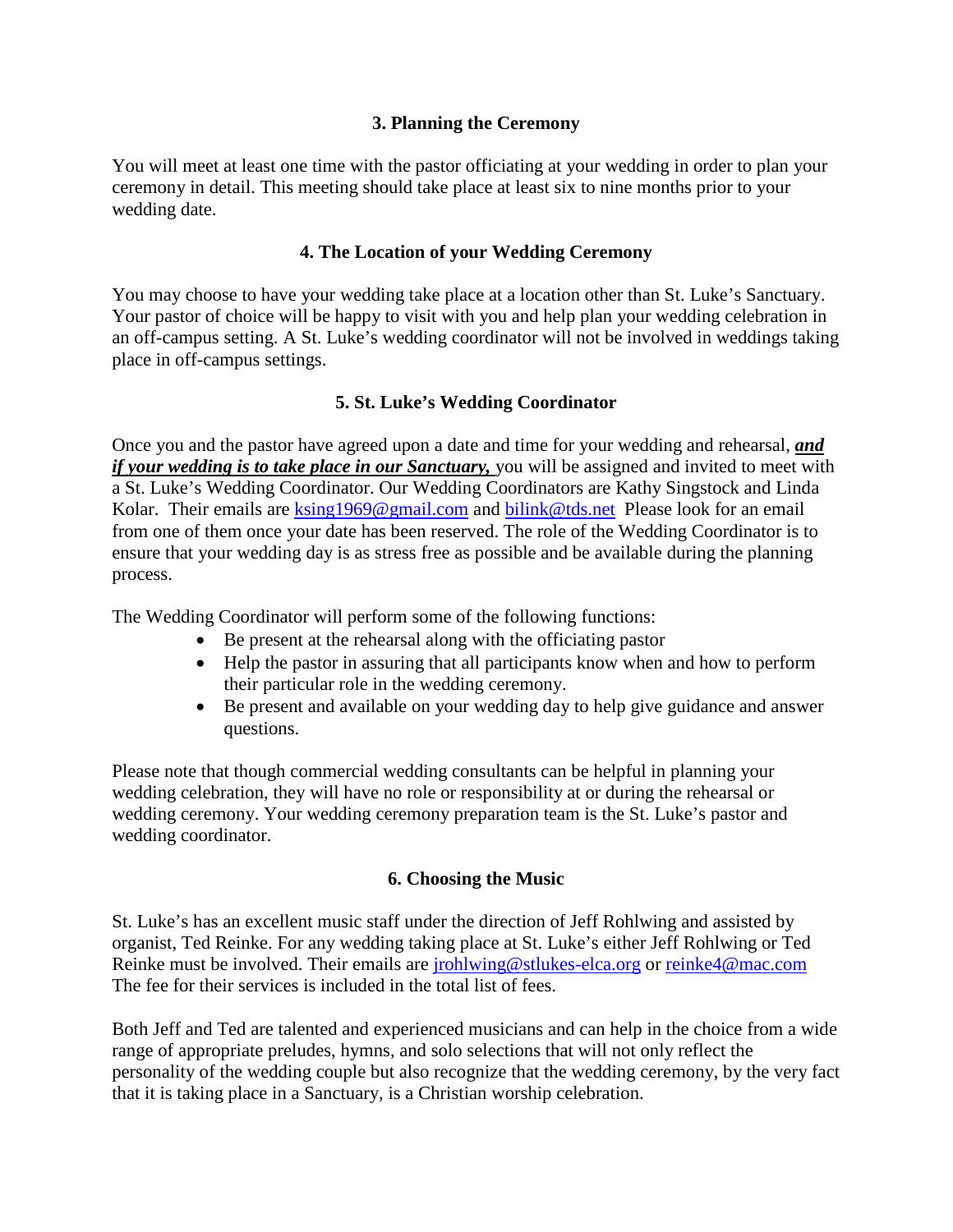### 3. Planning the Ceremony

You will meet at least one time with the pastor officiating at your wedding in order to plan your ceremony in detail. This meeting should take place at least six to nine months prior to your wedding date.

### 4. The Location of your Wedding Ceremony

You may choose to have your wedding take place at a location other than St. Luke's Sanctuary. Your pastor of choice will be happy to visit with you and help plan your wedding celebration in an off-campus setting. A St. Luke's wedding coordinator will not be involved in weddings taking place in off-campus settings.

### 5. St. Luke's Wedding Coordinator

Once you and the pastor have agreed upon a date and time for your wedding and rehearsal, ***<u>and if your wedding is to take place in our Sanctuary,</u>*** you will be assigned and invited to meet with a St. Luke's Wedding Coordinator. Our Wedding Coordinators are Kathy Singstock and Linda Kolar. Their emails are ksing1969@gmail.com and bilink@tds.net Please look for an email from one of them once your date has been reserved. The role of the Wedding Coordinator is to ensure that your wedding day is as stress free as possible and be available during the planning process.

The Wedding Coordinator will perform some of the following functions:

- Be present at the rehearsal along with the officiating pastor
- Help the pastor in assuring that all participants know when and how to perform their particular role in the wedding ceremony.
- Be present and available on your wedding day to help give guidance and answer questions.

Please note that though commercial wedding consultants can be helpful in planning your wedding celebration, they will have no role or responsibility at or during the rehearsal or wedding ceremony. Your wedding ceremony preparation team is the St. Luke's pastor and wedding coordinator.

### 6. Choosing the Music

St. Luke's has an excellent music staff under the direction of Jeff Rohlwing and assisted by organist, Ted Reinke. For any wedding taking place at St. Luke's either Jeff Rohlwing or Ted Reinke must be involved. Their emails are jrohlwing@stlukes-elca.org or reinke4@mac.com The fee for their services is included in the total list of fees.

Both Jeff and Ted are talented and experienced musicians and can help in the choice from a wide range of appropriate preludes, hymns, and solo selections that will not only reflect the personality of the wedding couple but also recognize that the wedding ceremony, by the very fact that it is taking place in a Sanctuary, is a Christian worship celebration.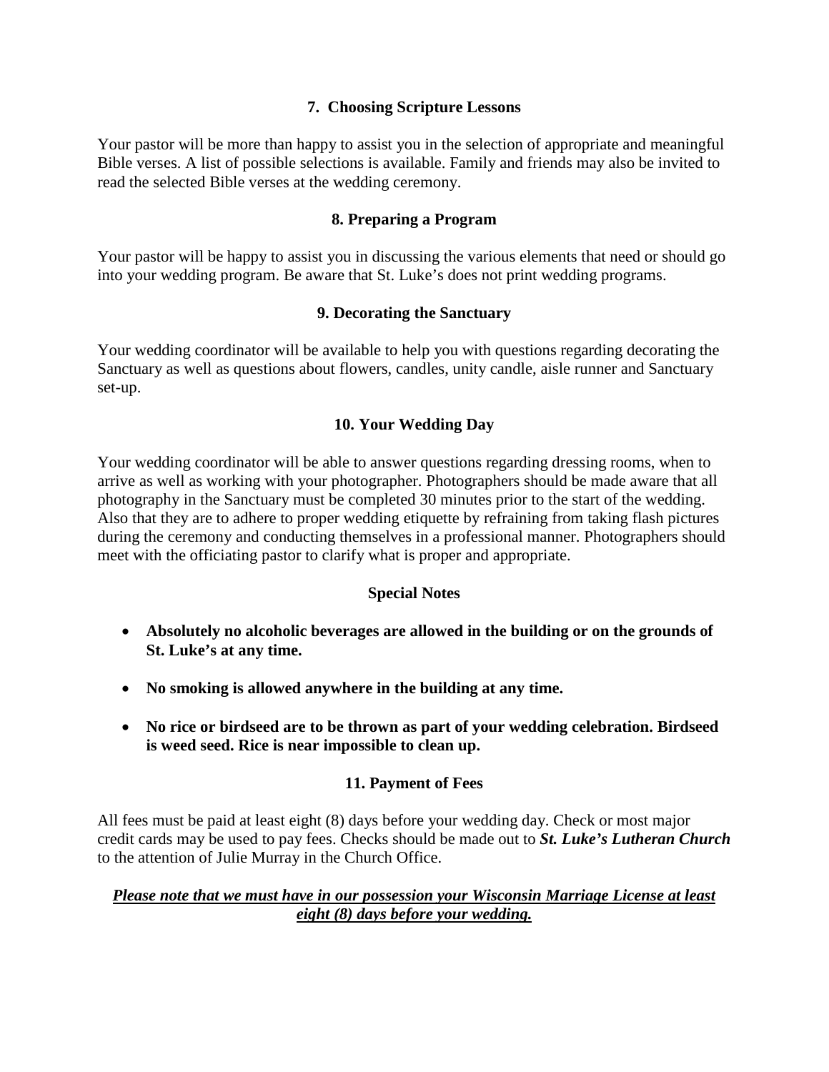### 7. Choosing Scripture Lessons

Your pastor will be more than happy to assist you in the selection of appropriate and meaningful Bible verses. A list of possible selections is available. Family and friends may also be invited to read the selected Bible verses at the wedding ceremony.

### 8. Preparing a Program

Your pastor will be happy to assist you in discussing the various elements that need or should go into your wedding program. Be aware that St. Luke's does not print wedding programs.

### 9. Decorating the Sanctuary

Your wedding coordinator will be available to help you with questions regarding decorating the Sanctuary as well as questions about flowers, candles, unity candle, aisle runner and Sanctuary set-up.

### 10. Your Wedding Day

Your wedding coordinator will be able to answer questions regarding dressing rooms, when to arrive as well as working with your photographer. Photographers should be made aware that all photography in the Sanctuary must be completed 30 minutes prior to the start of the wedding. Also that they are to adhere to proper wedding etiquette by refraining from taking flash pictures during the ceremony and conducting themselves in a professional manner. Photographers should meet with the officiating pastor to clarify what is proper and appropriate.

### Special Notes

- **Absolutely no alcoholic beverages are allowed in the building or on the grounds of St. Luke's at any time.**
- **No smoking is allowed anywhere in the building at any time.**
- **No rice or birdseed are to be thrown as part of your wedding celebration. Birdseed is weed seed. Rice is near impossible to clean up.**

### 11. Payment of Fees

All fees must be paid at least eight (8) days before your wedding day. Check or most major credit cards may be used to pay fees. Checks should be made out to ***St. Luke's Lutheran Church*** to the attention of Julie Murray in the Church Office.

***<u>Please note that we must have in our possession your Wisconsin Marriage License at least eight (8) days before your wedding.</u>***